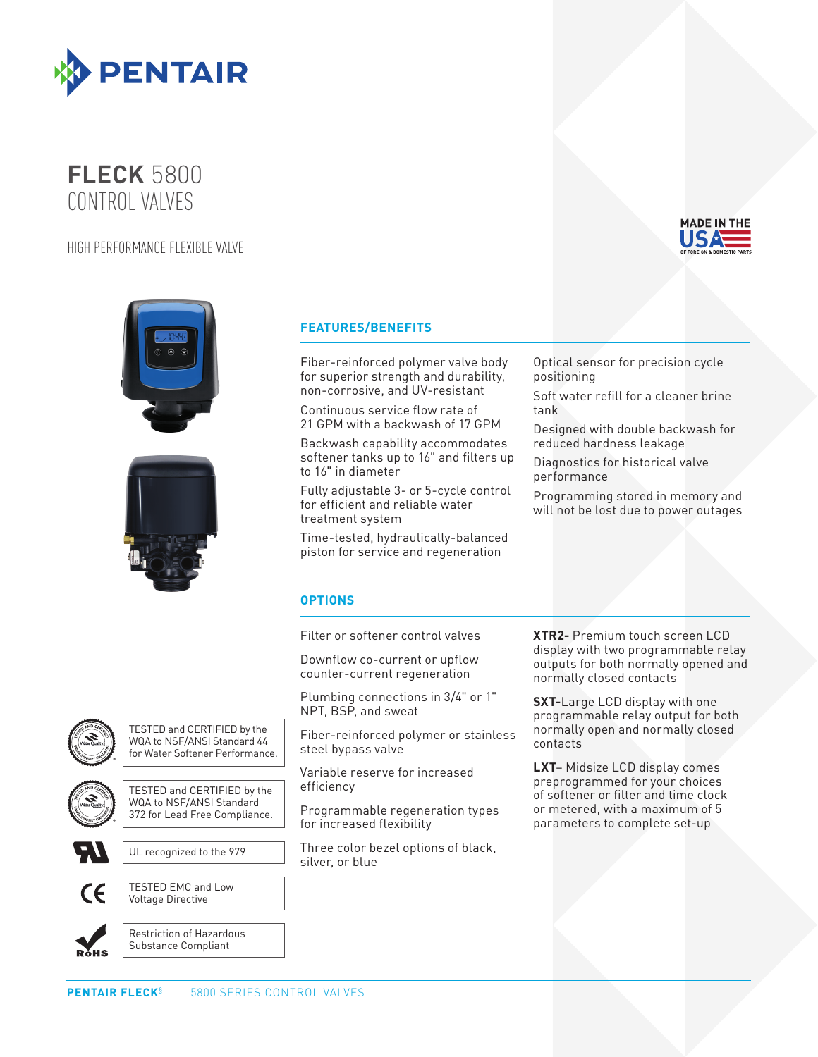# FLECK 5800 CONTROL VALVES

HIGH PERFORMANCE FLEXIBLE VALVE

MADE IN THE USA OF FOREIGN & DOMESTIC PARTS

## FEATURES/BENEFITS

- Fiber-reinforced polymer valve body for superior strength and durability, non-corrosive, and UV-resistant
- Continuous service flow rate of 21 GPM with a backwash of 17 GPM
- Backwash capability accommodates softener tanks up to 16" and filters up to 16" in diameter
- Fully adjustable 3- or 5-cycle control for efficient and reliable water treatment system
- Time-tested, hydraulically-balanced piston for service and regeneration
- Optical sensor for precision cycle positioning
- Soft water refill for a cleaner brine tank
- Designed with double backwash for reduced hardness leakage
- Diagnostics for historical valve performance
- Programming stored in memory and will not be lost due to power outages

## OPTIONS

- Filter or softener control valves
- Downflow co-current or upflow counter-current regeneration
- Plumbing connections in 3/4" or 1" NPT, BSP, and sweat
- Fiber-reinforced polymer or stainless steel bypass valve
- Variable reserve for increased efficiency
- Programmable regeneration types for increased flexibility
- Three color bezel options of black, silver, or blue
- **XTR2-** Premium touch screen LCD display with two programmable relay outputs for both normally opened and normally closed contacts
- **SXT-**Large LCD display with one programmable relay output for both normally open and normally closed contacts
- **LXT**– Midsize LCD display comes preprogrammed for your choices of softener or filter and time clock or metered, with a maximum of 5 parameters to complete set-up

TESTED and CERTIFIED by the WQA to NSF/ANSI Standard 44 for Water Softener Performance.

TESTED and CERTIFIED by the WQA to NSF/ANSI Standard 372 for Lead Free Compliance.

UL recognized to the 979

TESTED EMC and Low Voltage Directive

Restriction of Hazardous Substance Compliant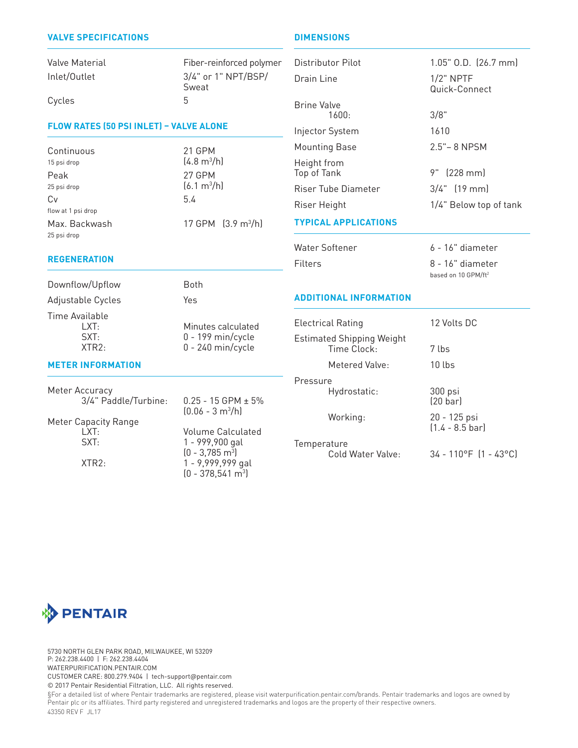## VALVE SPECIFICATIONS

| | |
|---|---|
| Valve Material | Fiber-reinforced polymer |
| Inlet/Outlet | 3/4" or 1" NPT/BSP/ Sweat |
| Cycles | 5 |

## FLOW RATES (50 PSI INLET) – VALVE ALONE

| | |
|---|---|
| Continuous<br>15 psi drop | 21 GPM<br>(4.8 $m^3$/h) |
| Peak<br>25 psi drop | 27 GPM<br>(6.1 $m^3$/h) |
| Cv<br>flow at 1 psi drop | 5.4 |
| Max. Backwash<br>25 psi drop | 17 GPM (3.9 $m^3$/h) |

## REGENERATION

| | |
|---|---|
| Downflow/Upflow | Both |
| Adjustable Cycles | Yes |
| Time Available | |
| LXT: | Minutes calculated |
| SXT: | 0 - 199 min/cycle |
| XTR2: | 0 - 240 min/cycle |

## METER INFORMATION

| | |
|---|---|
| Meter Accuracy | |
| 3/4" Paddle/Turbine: | 0.25 - 15 GPM ± 5%<br>(0.06 - 3 $m^3$/h) |
| Meter Capacity Range | |
| LXT: | Volume Calculated |
| SXT: | 1 - 999,900 gal<br>(0 - 3,785 $m^3$) |
| XTR2: | 1 - 9,999,999 gal<br>(0 - 378,541 $m^3$) |

## DIMENSIONS

| | |
|---|---|
| Distributor Pilot | 1.05" O.D. (26.7 mm) |
| Drain Line | 1/2" NPTF Quick-Connect |
| Brine Valve | |
| 1600: | 3/8" |
| Injector System | 1610 |
| Mounting Base | 2.5"– 8 NPSM |
| Height from Top of Tank | 9" (228 mm) |
| Riser Tube Diameter | 3/4" (19 mm) |
| Riser Height | 1/4" Below top of tank |

## TYPICAL APPLICATIONS

| | |
|---|---|
| Water Softener | 6 - 16" diameter |
| Filters | 8 - 16" diameter<br>based on 10 GPM/$ft^2$ |

## ADDITIONAL INFORMATION

| | |
|---|---|
| Electrical Rating | 12 Volts DC |
| Estimated Shipping Weight | |
| Time Clock: | 7 lbs |
| Metered Valve: | 10 lbs |
| Pressure | |
| Hydrostatic: | 300 psi<br>(20 bar) |
| Working: | 20 - 125 psi<br>(1.4 - 8.5 bar) |
| Temperature | |
| Cold Water Valve: | 34 - 110°F (1 - 43°C) |

PENTAIR

5730 NORTH GLEN PARK ROAD, MILWAUKEE, WI 53209
P: 262.238.4400 | F: 262.238.4404
WATERPURIFICATION.PENTAIR.COM
CUSTOMER CARE: 800.279.9404 | tech-support@pentair.com
© 2017 Pentair Residential Filtration, LLC. All rights reserved.
§For a detailed list of where Pentair trademarks are registered, please visit waterpurification.pentair.com/brands. Pentair trademarks and logos are owned by Pentair plc or its affiliates. Third party registered and unregistered trademarks and logos are the property of their respective owners.
43350 REV F JL17